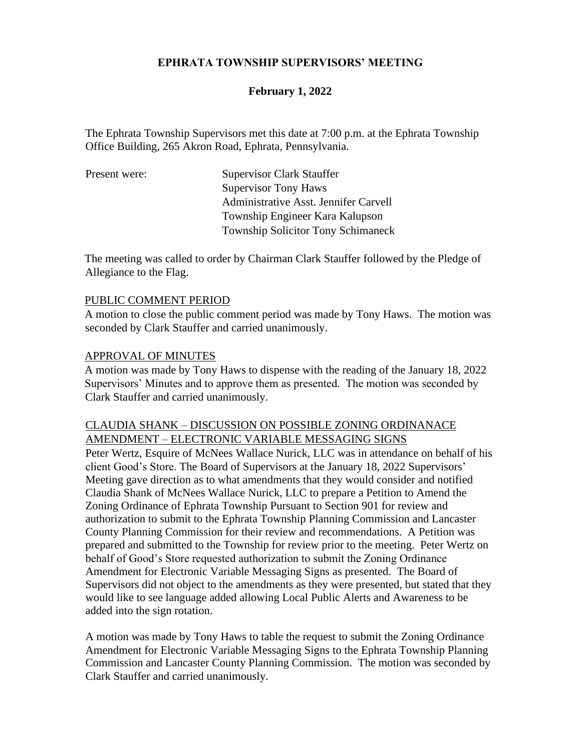# EPHRATA TOWNSHIP SUPERVISORS' MEETING

## February 1, 2022

The Ephrata Township Supervisors met this date at 7:00 p.m. at the Ephrata Township Office Building, 265 Akron Road, Ephrata, Pennsylvania.

Present were:
- Supervisor Clark Stauffer
- Supervisor Tony Haws
- Administrative Asst. Jennifer Carvell
- Township Engineer Kara Kalupson
- Township Solicitor Tony Schimaneck

The meeting was called to order by Chairman Clark Stauffer followed by the Pledge of Allegiance to the Flag.

PUBLIC COMMENT PERIOD

A motion to close the public comment period was made by Tony Haws. The motion was seconded by Clark Stauffer and carried unanimously.

APPROVAL OF MINUTES

A motion was made by Tony Haws to dispense with the reading of the January 18, 2022 Supervisors' Minutes and to approve them as presented. The motion was seconded by Clark Stauffer and carried unanimously.

CLAUDIA SHANK – DISCUSSION ON POSSIBLE ZONING ORDINANACE AMENDMENT – ELECTRONIC VARIABLE MESSAGING SIGNS

Peter Wertz, Esquire of McNees Wallace Nurick, LLC was in attendance on behalf of his client Good's Store. The Board of Supervisors at the January 18, 2022 Supervisors' Meeting gave direction as to what amendments that they would consider and notified Claudia Shank of McNees Wallace Nurick, LLC to prepare a Petition to Amend the Zoning Ordinance of Ephrata Township Pursuant to Section 901 for review and authorization to submit to the Ephrata Township Planning Commission and Lancaster County Planning Commission for their review and recommendations. A Petition was prepared and submitted to the Township for review prior to the meeting. Peter Wertz on behalf of Good's Store requested authorization to submit the Zoning Ordinance Amendment for Electronic Variable Messaging Signs as presented. The Board of Supervisors did not object to the amendments as they were presented, but stated that they would like to see language added allowing Local Public Alerts and Awareness to be added into the sign rotation.

A motion was made by Tony Haws to table the request to submit the Zoning Ordinance Amendment for Electronic Variable Messaging Signs to the Ephrata Township Planning Commission and Lancaster County Planning Commission. The motion was seconded by Clark Stauffer and carried unanimously.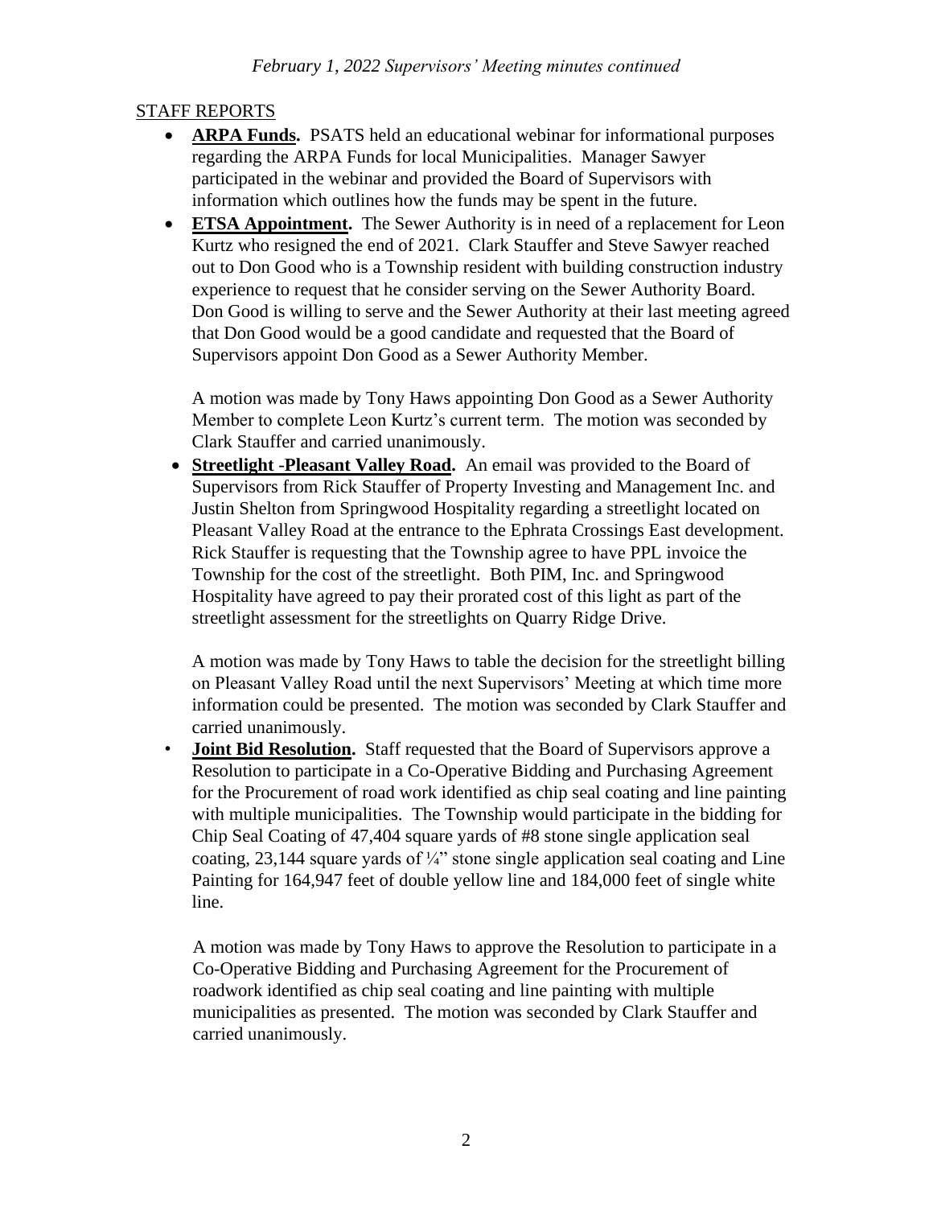## STAFF REPORTS

- **ARPA Funds.** PSATS held an educational webinar for informational purposes regarding the ARPA Funds for local Municipalities. Manager Sawyer participated in the webinar and provided the Board of Supervisors with information which outlines how the funds may be spent in the future.
- **ETSA Appointment.** The Sewer Authority is in need of a replacement for Leon Kurtz who resigned the end of 2021. Clark Stauffer and Steve Sawyer reached out to Don Good who is a Township resident with building construction industry experience to request that he consider serving on the Sewer Authority Board. Don Good is willing to serve and the Sewer Authority at their last meeting agreed that Don Good would be a good candidate and requested that the Board of Supervisors appoint Don Good as a Sewer Authority Member.

  A motion was made by Tony Haws appointing Don Good as a Sewer Authority Member to complete Leon Kurtz's current term. The motion was seconded by Clark Stauffer and carried unanimously.
- **Streetlight -Pleasant Valley Road.** An email was provided to the Board of Supervisors from Rick Stauffer of Property Investing and Management Inc. and Justin Shelton from Springwood Hospitality regarding a streetlight located on Pleasant Valley Road at the entrance to the Ephrata Crossings East development. Rick Stauffer is requesting that the Township agree to have PPL invoice the Township for the cost of the streetlight. Both PIM, Inc. and Springwood Hospitality have agreed to pay their prorated cost of this light as part of the streetlight assessment for the streetlights on Quarry Ridge Drive.

  A motion was made by Tony Haws to table the decision for the streetlight billing on Pleasant Valley Road until the next Supervisors' Meeting at which time more information could be presented. The motion was seconded by Clark Stauffer and carried unanimously.
- **Joint Bid Resolution.** Staff requested that the Board of Supervisors approve a Resolution to participate in a Co-Operative Bidding and Purchasing Agreement for the Procurement of road work identified as chip seal coating and line painting with multiple municipalities. The Township would participate in the bidding for Chip Seal Coating of 47,404 square yards of #8 stone single application seal coating, 23,144 square yards of ¼" stone single application seal coating and Line Painting for 164,947 feet of double yellow line and 184,000 feet of single white line.

  A motion was made by Tony Haws to approve the Resolution to participate in a Co-Operative Bidding and Purchasing Agreement for the Procurement of roadwork identified as chip seal coating and line painting with multiple municipalities as presented. The motion was seconded by Clark Stauffer and carried unanimously.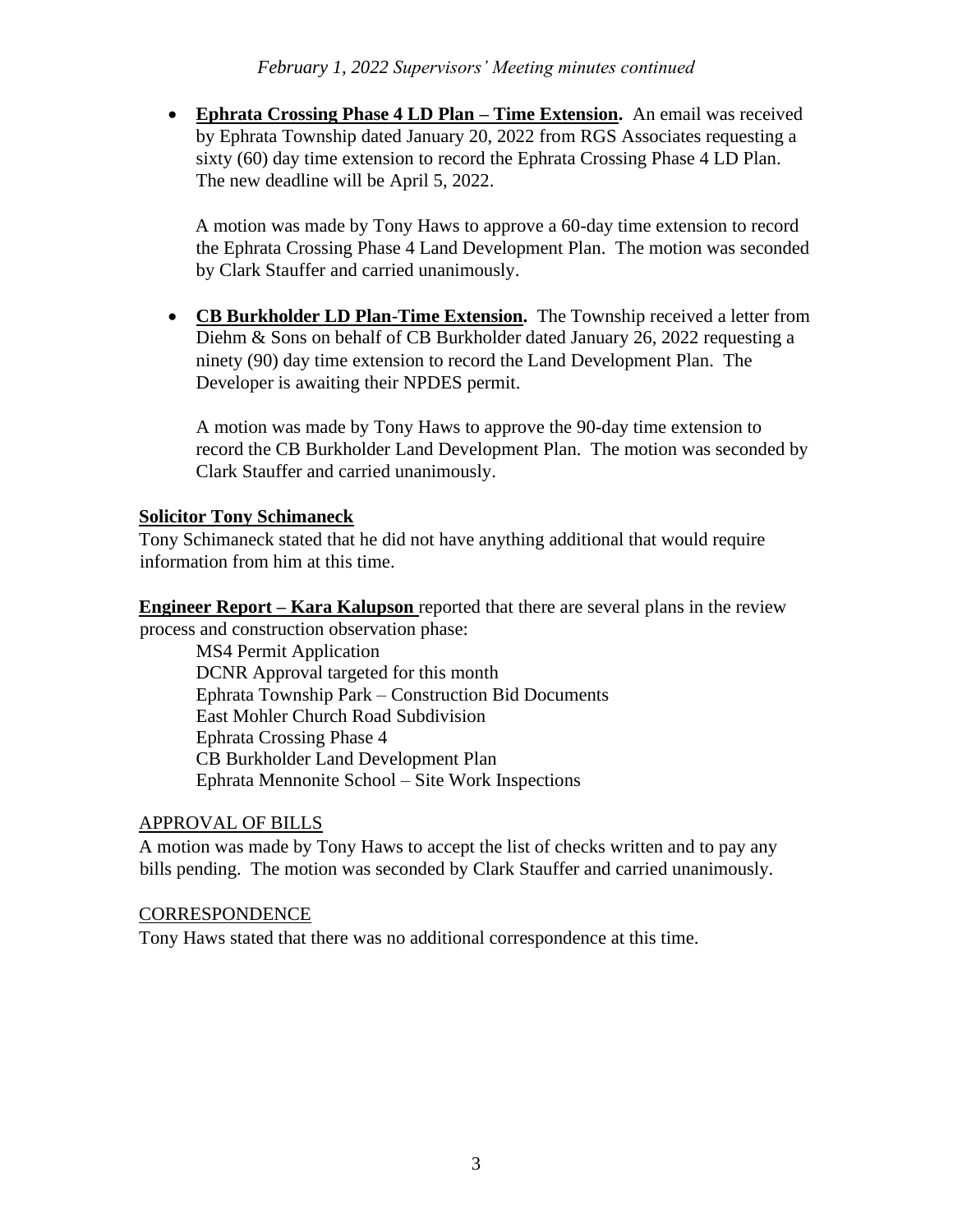- **Ephrata Crossing Phase 4 LD Plan – Time Extension.** An email was received by Ephrata Township dated January 20, 2022 from RGS Associates requesting a sixty (60) day time extension to record the Ephrata Crossing Phase 4 LD Plan. The new deadline will be April 5, 2022.

  A motion was made by Tony Haws to approve a 60-day time extension to record the Ephrata Crossing Phase 4 Land Development Plan. The motion was seconded by Clark Stauffer and carried unanimously.

- **CB Burkholder LD Plan-Time Extension.** The Township received a letter from Diehm & Sons on behalf of CB Burkholder dated January 26, 2022 requesting a ninety (90) day time extension to record the Land Development Plan. The Developer is awaiting their NPDES permit.

  A motion was made by Tony Haws to approve the 90-day time extension to record the CB Burkholder Land Development Plan. The motion was seconded by Clark Stauffer and carried unanimously.

**Solicitor Tony Schimaneck**

Tony Schimaneck stated that he did not have anything additional that would require information from him at this time.

**Engineer Report – Kara Kalupson** reported that there are several plans in the review process and construction observation phase:

MS4 Permit Application
DCNR Approval targeted for this month
Ephrata Township Park – Construction Bid Documents
East Mohler Church Road Subdivision
Ephrata Crossing Phase 4
CB Burkholder Land Development Plan
Ephrata Mennonite School – Site Work Inspections

APPROVAL OF BILLS

A motion was made by Tony Haws to accept the list of checks written and to pay any bills pending. The motion was seconded by Clark Stauffer and carried unanimously.

CORRESPONDENCE

Tony Haws stated that there was no additional correspondence at this time.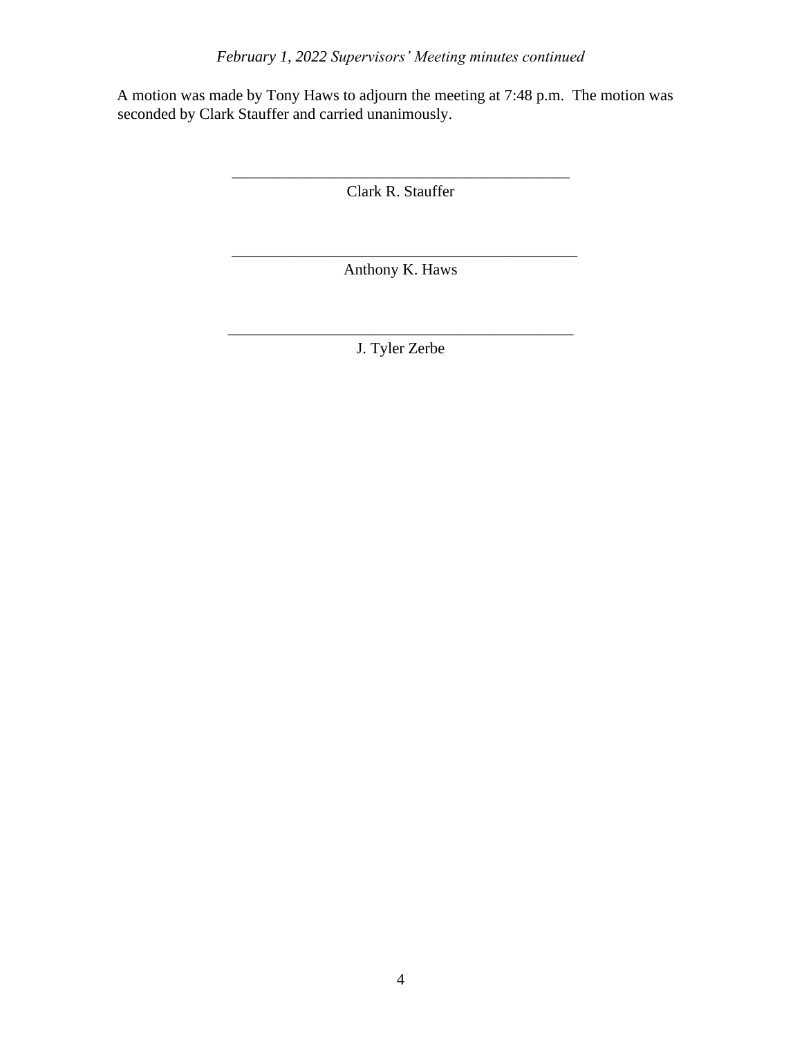A motion was made by Tony Haws to adjourn the meeting at 7:48 p.m. The motion was seconded by Clark Stauffer and carried unanimously.

______________________________________________
Clark R. Stauffer

______________________________________________
Anthony K. Haws

______________________________________________
J. Tyler Zerbe